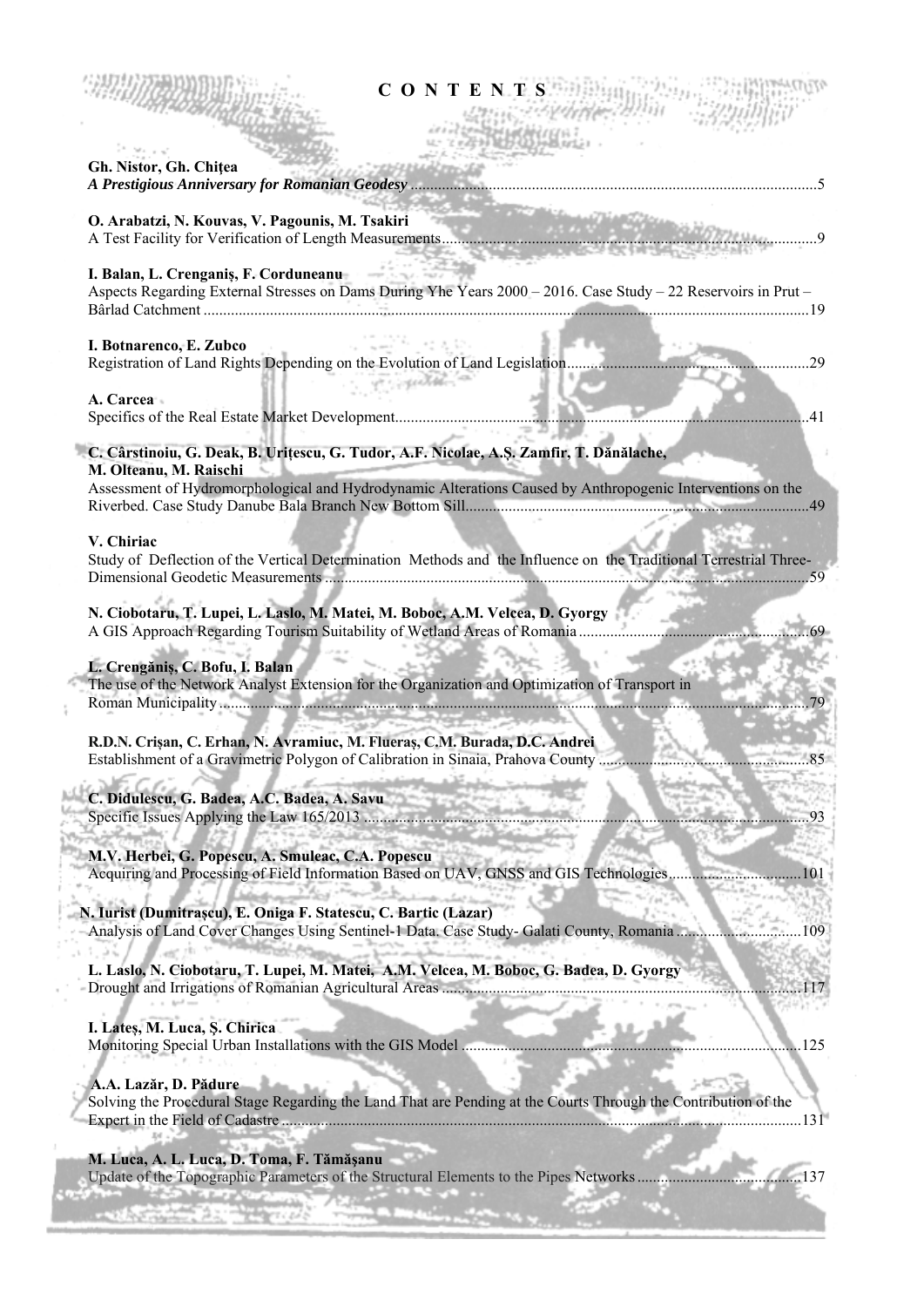# C O N T E N T S

**Gh. Nistor, Gh. Chiţea**
***A Prestigious Anniversary for Romanian Geodesy*** ........................................................................................................5

**O. Arabatzi, N. Kouvas, V. Pagounis, M. Tsakiri**
A Test Facility for Verification of Length Measurements........................................................................................................9

**I. Balan, L. Crenganiş, F. Corduneanu**
Aspects Regarding External Stresses on Dams During Yhe Years 2000 – 2016. Case Study – 22 Reservoirs in Prut – Bârlad Catchment ........................................................................................................19

**I. Botnarenco, E. Zubco**
Registration of Land Rights Depending on the Evolution of Land Legislation........................................................................................................29

**A. Carcea**
Specifics of the Real Estate Market Development........................................................................................................41

**C. Cârstinoiu, G. Deak, B. Uriţescu, G. Tudor, A.F. Nicolae, A.Ş. Zamfir, T. Dănălache, M. Olteanu, M. Raischi**
Assessment of Hydromorphological and Hydrodynamic Alterations Caused by Anthropogenic Interventions on the Riverbed. Case Study Danube Bala Branch New Bottom Sill........................................................................................................49

**V. Chiriac**
Study of Deflection of the Vertical Determination Methods and the Influence on the Traditional Terrestrial Three-Dimensional Geodetic Measurements ........................................................................................................59

**N. Ciobotaru, T. Lupei, L. Laslo, M. Matei, M. Boboc, A.M. Velcea, D. Gyorgy**
A GIS Approach Regarding Tourism Suitability of Wetland Areas of Romania........................................................................................................69

**L. Crengăniş, C. Bofu, I. Balan**
The use of the Network Analyst Extension for the Organization and Optimization of Transport in Roman Municipality........................................................................................................79

**R.D.N. Crişan, C. Erhan, N. Avramiuc, M. Flueraş, C.M. Burada, D.C. Andrei**
Establishment of a Gravimetric Polygon of Calibration in Sinaia, Prahova County ........................................................................................................85

**C. Didulescu, G. Badea, A.C. Badea, A. Savu**
Specific Issues Applying the Law 165/2013 ........................................................................................................93

**M.V. Herbei, G. Popescu, A. Smuleac, C.A. Popescu**
Acquiring and Processing of Field Information Based on UAV, GNSS and GIS Technologies........................................................................................................101

**N. Iurist (Dumitraşcu), E. Oniga F. Statescu, C. Bartic (Lazar)**
Analysis of Land Cover Changes Using Sentinel-1 Data. Case Study- Galati County, Romania ........................................................................................................109

**L. Laslo, N. Ciobotaru, T. Lupei, M. Matei, A.M. Velcea, M. Boboc, G. Badea, D. Gyorgy**
Drought and Irrigations of Romanian Agricultural Areas ........................................................................................................117

**I. Lateş, M. Luca, Ş. Chirica**
Monitoring Special Urban Installations with the GIS Model ........................................................................................................125

**A.A. Lazăr, D. Pădure**
Solving the Procedural Stage Regarding the Land That are Pending at the Courts Through the Contribution of the Expert in the Field of Cadastre ........................................................................................................131

**M. Luca, A. L. Luca, D. Toma, F. Tămăşanu**
Update of the Topographic Parameters of the Structural Elements to the Pipes Networks........................................................................................................137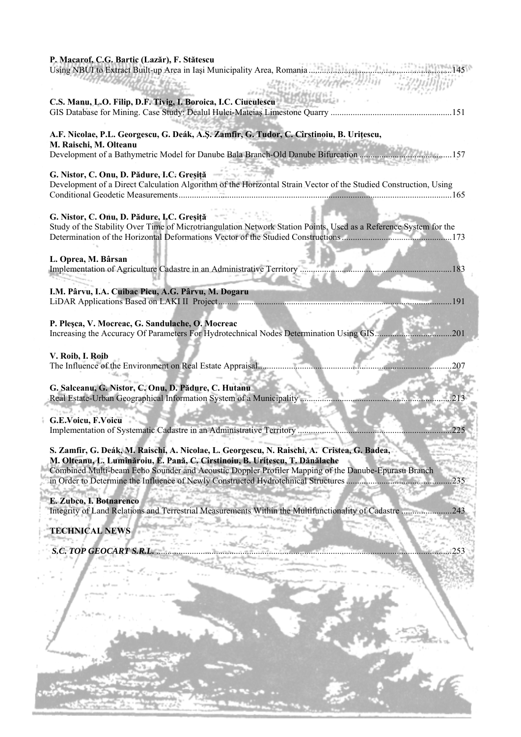**P. Macarof, C.G. Bartic (Lazăr), F. Stătescu**
Using NBUI to Extract Built-up Area in Iaşi Municipality Area, Romania ............................................................. 145

**C.S. Manu, L.O. Filip, D.F. Tivig, I. Boroica, I.C. Ciuculescu**
GIS Database for Mining. Case Study: Dealul Hulei-Mateiaş Limestone Quarry ..................................................... 151

**A.F. Nicolae, P.L. Georgescu, G. Deák, A.Ş. Zamfir, G. Tudor, C. Cîrstinoiu, B. Uriţescu, M. Raischi, M. Olteanu**
Development of a Bathymetric Model for Danube Bala Branch-Old Danube Bifurcation ........................................ 157

**G. Nistor, C. Onu, D. Pădure, I.C. Greşiţă**
Development of a Direct Calculation Algorithm of the Horizontal Strain Vector of the Studied Construction, Using Conditional Geodetic Measurements ........................................................................................................................ 165

**G. Nistor, C. Onu, D. Pădure, I.C. Greşiţă**
Study of the Stability Over Time of Microtriangulation Network Station Points, Used as a Reference System for the Determination of the Horizontal Deformations Vector of the Studied Constructions ................................................ 173

**L. Oprea, M. Bârsan**
Implementation of Agriculture Cadastre in an Administrative Territory ................................................................... 183

**I.M. Pârvu, I.A. Cuibac Picu, A.G. Pârvu, M. Dogaru**
LiDAR Applications Based on LAKI II Project ........................................................................................................ 191

**P. Pleşca, V. Mocreac, G. Sandulache, O. Mocreac**
Increasing the Accuracy Of Parameters For Hydrotechnical Nodes Determination Using GIS ................................. 201

**V. Roib, I. Roib**
The Influence of the Environment on Real Estate Appraisal ...................................................................................... 207

**G. Salceanu, G. Nistor, C. Onu, D. Pădure, C. Hutanu**
Real Estate-Urban Geographical Information System of a Municipality ................................................................... 213

**G.E.Voicu, F.Voicu**
Implementation of Systematic Cadastre in an Administrative Territory .................................................................... 225

**S. Zamfir, G. Deák, M. Raischi, A. Nicolae, L. Georgescu, N. Raischi, A. Cristea, G. Badea, M. Olteanu, L. Lumînăroiu, E. Pană, C. Cîrstinoiu, B. Uriţescu, T. Dănălache**
Combined Multi-beam Echo Sounder and Acoustic Doppler Profiler Mapping of the Danube-Epurasu Branch in Order to Determine the Influence of Newly Constructed Hydrotehnical Structures ............................................... 235

**E. Zubco, I. Botnarenco**
Integrity of Land Relations and Terrestrial Measurements Within the Multifunctionality of Cadastre ...................... 243

**TECHNICAL NEWS**

***S.C. TOP GEOCART S.R.L.*** ..................................................................................................................................... 253